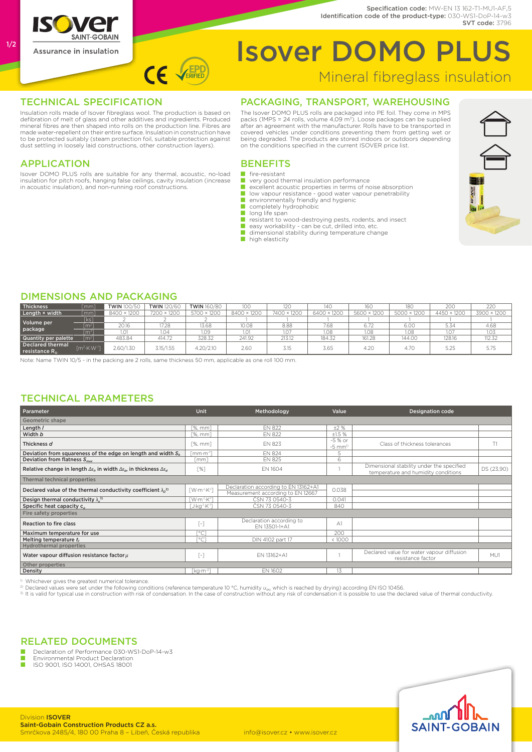Specification code: MW-EN 13 162-T1-MU1-AF,5
Identification code of the product-type: 030-WS1-DoP-14-w3
SVT code: 3796

ISOVER SAINT-GOBAIN
Assurance in insulation

# Isover DOMO PLUS

Mineral fibreglass insulation

## TECHNICAL SPECIFICATION

Insulation rolls made of Isover fibreglass wool. The production is based on defibration of melt of glass and other additives and ingredients. Produced mineral fibres are then shaped into rolls on the production line. Fibres are made water-repellent on their entire surface. Insulation in construction have to be protected suitably (steam protection foil, suitable protection against dust settling in loosely laid constructions, other construction layers).

## APPLICATION

Isover DOMO PLUS rolls are suitable for any thermal, acoustic, no-load insulation for pitch roofs, hanging false ceilings, cavity insulation (increase in acoustic insulation), and non-running roof constructions.

## PACKAGING, TRANSPORT, WAREHOUSING

The Isover DOMO PLUS rolls are packaged into PE foil. They come in MPS packs (1MPS = 24 rolls, volume 4,09 m³). Loose packages can be supplied after an agreement with the manufacturer. Rolls have to be transported in covered vehicles under conditions preventing them from getting wet or being degraded. The products are stored indoors or outdoors depending on the conditions specified in the current ISOVER price list.

## BENEFITS

- fire-resistant
- very good thermal insulation performance
- excellent acoustic properties in terms of noise absorption
- low vapour resistance - good water vapour penetrability
- environmentally friendly and hygienic
- completely hydrophobic
- long life span
- resistant to wood-destroying pests, rodents, and insect
- easy workability - can be cut, drilled into, etc.
- dimensional stability during temperature change
- high elasticity

## DIMENSIONS AND PACKAGING

| Thickness | [mm] | TWIN 100/50 | TWIN 120/60 | TWIN 160/80 | 100 | 120 | 140 | 160 | 180 | 200 | 220 |
|---|---|---|---|---|---|---|---|---|---|---|---|
| Length × width | [mm] | 8400 × 1200 | 7200 × 1200 | 5700 × 1200 | 8400 × 1200 | 7400 × 1200 | 6400 × 1200 | 5600 × 1200 | 5000 × 1200 | 4450 × 1200 | 3900 × 1200 |
| Volume per package | [ks] | 2 | 2 | 2 | 1 | 1 | 1 | 1 | 1 | 1 | 1 |
| | [m²] | 20.16 | 17.28 | 13.68 | 10.08 | 8.88 | 7.68 | 6.72 | 6.00 | 5.34 | 4.68 |
| | [m³] | 1.01 | 1.04 | 1.09 | 1.01 | 1.07 | 1.08 | 1.08 | 1.08 | 1.07 | 1.03 |
| Quantity per palette | [m²] | 483.84 | 414.72 | 328.32 | 241.92 | 213.12 | 184.32 | 161.28 | 144.00 | 128.16 | 112.32 |
| Declared thermal resistance $R_D$ | [m²·K·W⁻¹] | 2.60/1.30 | 3.15/1.55 | 4.20/2.10 | 2.60 | 3.15 | 3.65 | 4.20 | 4.70 | 5.25 | 5.75 |

Note: Name TWIN 10/5 - in the packing are 2 rolls, same thickness 50 mm, applicable as one roll 100 mm.

## TECHNICAL PARAMETERS

| Parameter | Unit | Methodology | Value | Designation code | |
|---|---|---|---|---|---|
| **Geometric shape** | | | | | |
| Length $l$ | [%, mm] | EN 822 | ±2 % | | |
| Width $b$ | [%, mm] | EN 822 | ±1.5 % | | |
| Thickness $d$ | [%, mm] | EN 823 | -5 % or -5 mm[1] | Class of thickness tolerances | T1 |
| Deviation from squareness of the edge on length and width $S_b$ | [mm·m⁻¹] | EN 824 | 5 | | |
| Deviation from flatness $S_{max}$ | [mm] | EN 825 | 6 | | |
| Relative change in length $\Delta\varepsilon_l$, in width $\Delta\varepsilon_b$, in thickness $\Delta\varepsilon_d$ | [%] | EN 1604 | 1 | Dimensional stability under the specified temperature and humidity conditions | DS (23,90) |
| **Thermal technical properties** | | | | | |
| Declared value of the thermal conductivity coefficient $\lambda_D$[2] | [W·m⁻¹·K⁻¹] | Declaration according to EN 13162+A1; Measurement according to EN 12667 | 0.038 | | |
| Design thermal conductivity $\lambda_u$[3] | [W·m⁻¹·K⁻¹] | ČSN 73 0540-3 | 0.041 | | |
| Specific heat capacity $c_d$ | [J·kg⁻¹·K⁻¹] | ČSN 73 0540-3 | 840 | | |
| **Fire safety properties** | | | | | |
| Reaction to fire class | [-] | Declaration according to EN 13501-1+A1 | A1 | | |
| Maximum temperature for use | [°C] | | 200 | | |
| Melting temperature $t_t$ | [°C] | DIN 4102 part 17 | < 1000 | | |
| **Hydrothermal properties** | | | | | |
| Water vapour diffusion resistance factor $\mu$ | [-] | EN 13162+A1 | 1 | Declared value for water vapour diffusion resistance factor | MU1 |
| **Other properties** | | | | | |
| Density | [kg·m⁻³] | EN 1602 | 13 | | |

[1] Whichever gives the greatest numerical tolerance.
[2] Declared values were set under the following conditions (reference temperature 10 °C, humidity $u_{dry}$ which is reached by drying) according EN ISO 10456.
[3] It is valid for typical use in construction with risk of condensation. In the case of construction without any risk of condensation it is possible to use the declared value of thermal conductivity.

## RELATED DOCUMENTS

- Declaration of Performance 030-WS1-DoP-14-w3
- Environmental Product Declaration
- ISO 9001, ISO 14001, OHSAS 18001

Division **ISOVER**
**Saint-Gobain Construction Products CZ a.s.**
Smrčkova 2485/4, 180 00 Praha 8 – Libeň, Česká republika

info@isover.cz • www.isover.cz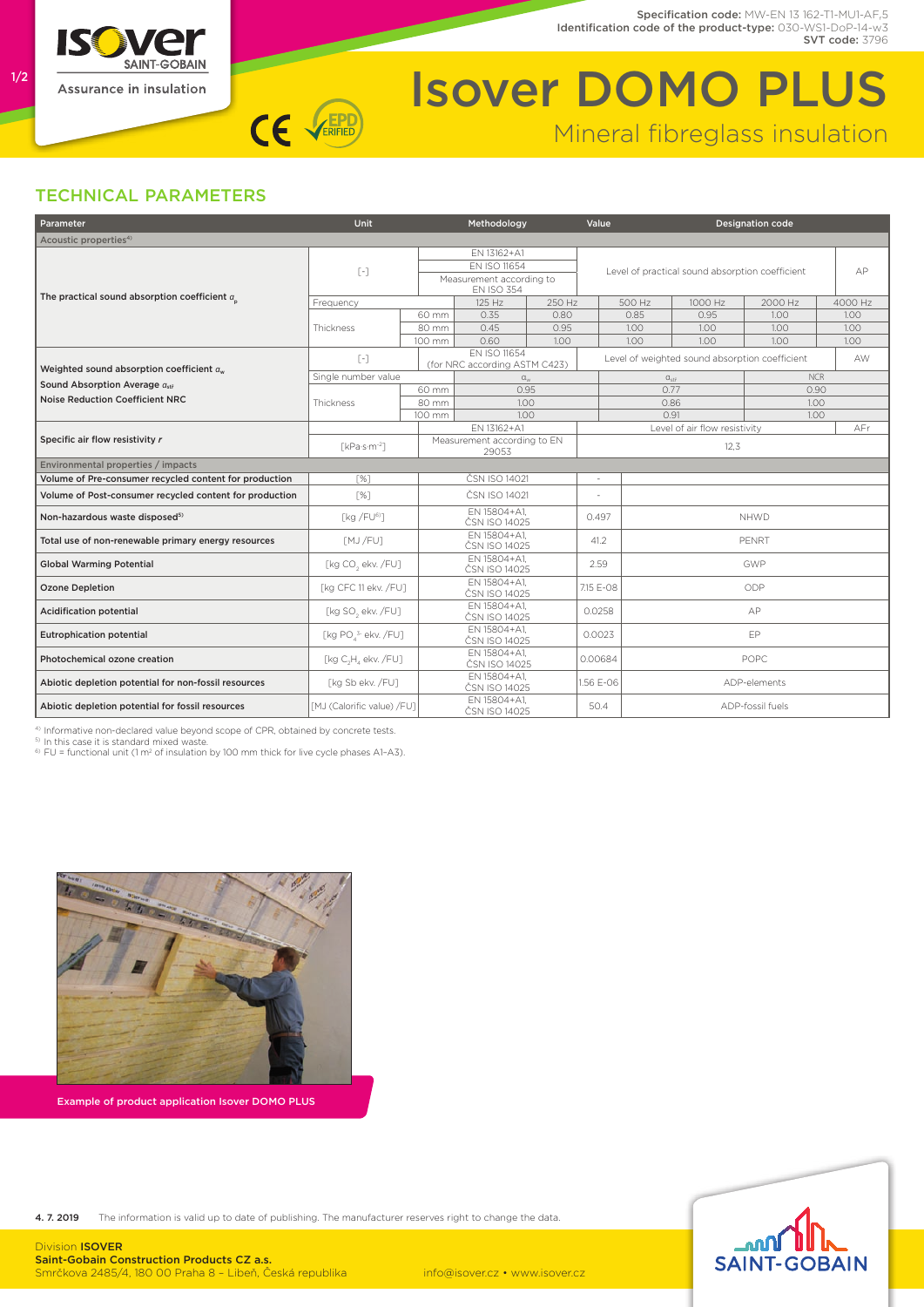Specification code: MW-EN 13 162-T1-MU1-AF,5
Identification code of the product-type: 030-WS1-DoP-14-w3
SVT code: 3796

# Isover DOMO PLUS

Mineral fibreglass insulation

Assurance in insulation

## TECHNICAL PARAMETERS

| Parameter | Unit | | Methodology | | Value | | | | Designation code |
|---|---|---|---|---|---|---|---|---|---|
| Acoustic properties[4] | | | | | | | | | |
| The practical sound absorption coefficient $\alpha_p$ | [-] | | EN 13162+A1<br>EN ISO 11654<br>Measurement according to EN ISO 354 | | Level of practical sound absorption coefficient | | | | AP |
| | Frequency | | 125 Hz | 250 Hz | 500 Hz | 1000 Hz | 2000 Hz | | 4000 Hz |
| | Thickness | 60 mm | 0.35 | 0.80 | 0.85 | 0.95 | 1.00 | | 1.00 |
| | | 80 mm | 0.45 | 0.95 | 1.00 | 1.00 | 1.00 | | 1.00 |
| | | 100 mm | 0.60 | 1.00 | 1.00 | 1.00 | 1.00 | | 1.00 |
| Weighted sound absorption coefficient $\alpha_w$<br>Sound Absorption Average $\alpha_{s\bar{a}}$<br>Noise Reduction Coefficient NRC | [-] | | EN ISO 11654 (for NRC according ASTM C423) | | Level of weighted sound absorption coefficient | | | | AW |
| | Single number value | | $\alpha_w$ | | $\alpha_{s\bar{a}}$ | | NCR | | |
| | Thickness | 60 mm | 0.95 | | 0.77 | | 0.90 | | |
| | | 80 mm | 1.00 | | 0.86 | | 1.00 | | |
| | | 100 mm | 1.00 | | 0.91 | | 1.00 | | |
| Specific air flow resistivity *r* | [kPa·s·m⁻²] | | EN 13162+A1<br>Measurement according to EN 29053 | | Level of air flow resistivity<br>12,3 | | | | AFr |
| Environmental properties / impacts | | | | | | | | | |
| Volume of Pre-consumer recycled content for production | [%] | | ČSN ISO 14021 | | - | | | | |
| Volume of Post-consumer recycled content for production | [%] | | ČSN ISO 14021 | | - | | | | |
| Non-hazardous waste disposed[5] | [kg /FU[6]] | | EN 15804+A1, ČSN ISO 14025 | | 0.497 | | | | NHWD |
| Total use of non-renewable primary energy resources | [MJ /FU] | | EN 15804+A1, ČSN ISO 14025 | | 41.2 | | | | PENRT |
| Global Warming Potential | [kg $CO_2$ ekv. /FU] | | EN 15804+A1, ČSN ISO 14025 | | 2.59 | | | | GWP |
| Ozone Depletion | [kg CFC 11 ekv. /FU] | | EN 15804+A1, ČSN ISO 14025 | | 7.15 E-08 | | | | ODP |
| Acidification potential | [kg $SO_2$ ekv. /FU] | | EN 15804+A1, ČSN ISO 14025 | | 0.0258 | | | | AP |
| Eutrophication potential | [kg $PO_4^{3-}$ ekv. /FU] | | EN 15804+A1, ČSN ISO 14025 | | 0.0023 | | | | EP |
| Photochemical ozone creation | [kg $C_2H_4$ ekv. /FU] | | EN 15804+A1, ČSN ISO 14025 | | 0.00684 | | | | POPC |
| Abiotic depletion potential for non-fossil resources | [kg Sb ekv. /FU] | | EN 15804+A1, ČSN ISO 14025 | | 1.56 E-06 | | | | ADP-elements |
| Abiotic depletion potential for fossil resources | [MJ (Calorific value) /FU] | | EN 15804+A1, ČSN ISO 14025 | | 50.4 | | | | ADP-fossil fuels |

[4] Informative non-declared value beyond scope of CPR, obtained by concrete tests.
[5] In this case it is standard mixed waste.
[6] FU = functional unit (1 m² of insulation by 100 mm thick for live cycle phases A1–A3).

Example of product application Isover DOMO PLUS

**4. 7. 2019** The information is valid up to date of publishing. The manufacturer reserves right to change the data.

Division **ISOVER**
**Saint-Gobain Construction Products CZ a.s.**
Smrčkova 2485/4, 180 00 Praha 8 – Libeň, Česká republika

info@isover.cz • www.isover.cz